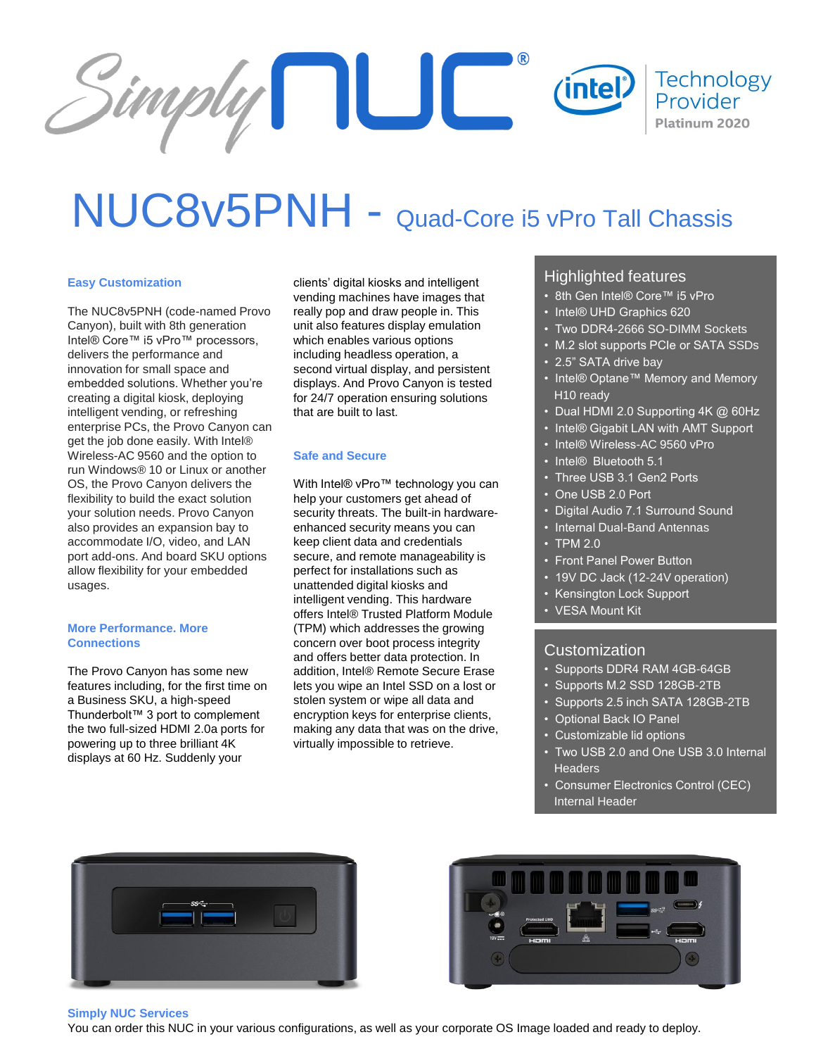# NUC8v5PNH - Quad-Core i5 vPro Tall Chassis

### Easy Customization

The NUC8v5PNH (code-named Provo Canyon), built with 8th generation Intel® Core™ i5 vPro™ processors, delivers the performance and innovation for small space and embedded solutions. Whether you're creating a digital kiosk, deploying intelligent vending, or refreshing enterprise PCs, the Provo Canyon can get the job done easily. With Intel® Wireless-AC 9560 and the option to run Windows® 10 or Linux or another OS, the Provo Canyon delivers the flexibility to build the exact solution your solution needs. Provo Canyon also provides an expansion bay to accommodate I/O, video, and LAN port add-ons. And board SKU options allow flexibility for your embedded usages.

### More Performance. More Connections

The Provo Canyon has some new features including, for the first time on a Business SKU, a high-speed Thunderbolt™ 3 port to complement the two full-sized HDMI 2.0a ports for powering up to three brilliant 4K displays at 60 Hz. Suddenly your clients' digital kiosks and intelligent vending machines have images that really pop and draw people in. This unit also features display emulation which enables various options including headless operation, a second virtual display, and persistent displays. And Provo Canyon is tested for 24/7 operation ensuring solutions that are built to last.

### Safe and Secure

With Intel® vPro™ technology you can help your customers get ahead of security threats. The built-in hardware-enhanced security means you can keep client data and credentials secure, and remote manageability is perfect for installations such as unattended digital kiosks and intelligent vending. This hardware offers Intel® Trusted Platform Module (TPM) which addresses the growing concern over boot process integrity and offers better data protection. In addition, Intel® Remote Secure Erase lets you wipe an Intel SSD on a lost or stolen system or wipe all data and encryption keys for enterprise clients, making any data that was on the drive, virtually impossible to retrieve.

## Highlighted features

- 8th Gen Intel® Core™ i5 vPro
- Intel® UHD Graphics 620
- Two DDR4-2666 SO-DIMM Sockets
- M.2 slot supports PCIe or SATA SSDs
- 2.5" SATA drive bay
- Intel® Optane™ Memory and Memory H10 ready
- Dual HDMI 2.0 Supporting 4K @ 60Hz
- Intel® Gigabit LAN with AMT Support
- Intel® Wireless-AC 9560 vPro
- Intel® Bluetooth 5.1
- Three USB 3.1 Gen2 Ports
- One USB 2.0 Port
- Digital Audio 7.1 Surround Sound
- Internal Dual-Band Antennas
- TPM 2.0
- Front Panel Power Button
- 19V DC Jack (12-24V operation)
- Kensington Lock Support
- VESA Mount Kit

## Customization

- Supports DDR4 RAM 4GB-64GB
- Supports M.2 SSD 128GB-2TB
- Supports 2.5 inch SATA 128GB-2TB
- Optional Back IO Panel
- Customizable lid options
- Two USB 2.0 and One USB 3.0 Internal Headers
- Consumer Electronics Control (CEC) Internal Header

### Simply NUC Services

You can order this NUC in your various configurations, as well as your corporate OS Image loaded and ready to deploy.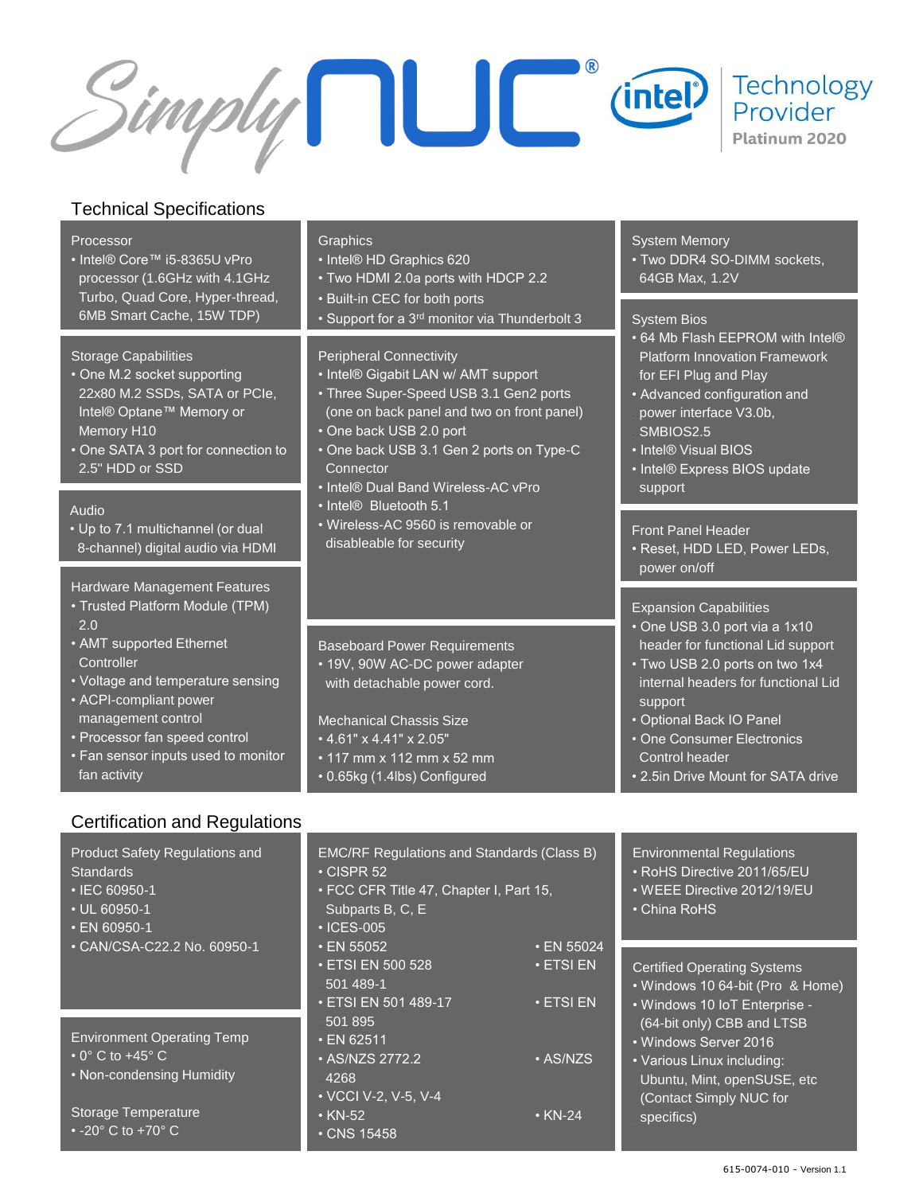Simply NUC® intel® Technology Provider Platinum 2020

## Technical Specifications

### Processor
- Intel® Core™ i5-8365U vPro processor (1.6GHz with 4.1GHz Turbo, Quad Core, Hyper-thread, 6MB Smart Cache, 15W TDP)

### Storage Capabilities
- One M.2 socket supporting 22x80 M.2 SSDs, SATA or PCIe, Intel® Optane™ Memory or Memory H10
- One SATA 3 port for connection to 2.5" HDD or SSD

### Audio
- Up to 7.1 multichannel (or dual 8-channel) digital audio via HDMI

### Hardware Management Features
- Trusted Platform Module (TPM) 2.0
- AMT supported Ethernet Controller
- Voltage and temperature sensing
- ACPI-compliant power management control
- Processor fan speed control
- Fan sensor inputs used to monitor fan activity

### Graphics
- Intel® HD Graphics 620
- Two HDMI 2.0a ports with HDCP 2.2
- Built-in CEC for both ports
- Support for a 3rd monitor via Thunderbolt 3

### Peripheral Connectivity
- Intel® Gigabit LAN w/ AMT support
- Three Super-Speed USB 3.1 Gen2 ports (one on back panel and two on front panel)
- One back USB 2.0 port
- One back USB 3.1 Gen 2 ports on Type-C Connector
- Intel® Dual Band Wireless-AC vPro
- Intel® Bluetooth 5.1
- Wireless-AC 9560 is removable or disableable for security

### Baseboard Power Requirements
- 19V, 90W AC-DC power adapter with detachable power cord.

### Mechanical Chassis Size
- 4.61" x 4.41" x 2.05"
- 117 mm x 112 mm x 52 mm
- 0.65kg (1.4lbs) Configured

### System Memory
- Two DDR4 SO-DIMM sockets, 64GB Max, 1.2V

### System Bios
- 64 Mb Flash EEPROM with Intel® Platform Innovation Framework for EFI Plug and Play
- Advanced configuration and power interface V3.0b, SMBIOS2.5
- Intel® Visual BIOS
- Intel® Express BIOS update support

### Front Panel Header
- Reset, HDD LED, Power LEDs, power on/off

### Expansion Capabilities
- One USB 3.0 port via a 1x10 header for functional Lid support
- Two USB 2.0 ports on two 1x4 internal headers for functional Lid support
- Optional Back IO Panel
- One Consumer Electronics Control header
- 2.5in Drive Mount for SATA drive

## Certification and Regulations

### Product Safety Regulations and Standards
- IEC 60950-1
- UL 60950-1
- EN 60950-1
- CAN/CSA-C22.2 No. 60950-1

### Environment Operating Temp
- 0° C to +45° C
- Non-condensing Humidity

### Storage Temperature
- -20° C to +70° C

### EMC/RF Regulations and Standards (Class B)
- CISPR 52
- FCC CFR Title 47, Chapter I, Part 15, Subparts B, C, E
- ICES-005
- EN 55052
- EN 55024
- ETSI EN 500 528
- ETSI EN 501 489-1
- ETSI EN 501 489-17
- ETSI EN 501 895
- EN 62511
- AS/NZS 2772.2
- AS/NZS 4268
- VCCI V-2, V-5, V-4
- KN-52
- KN-24
- CNS 15458

### Environmental Regulations
- RoHS Directive 2011/65/EU
- WEEE Directive 2012/19/EU
- China RoHS

### Certified Operating Systems
- Windows 10 64-bit (Pro & Home)
- Windows 10 IoT Enterprise - (64-bit only) CBB and LTSB
- Windows Server 2016
- Various Linux including: Ubuntu, Mint, openSUSE, etc (Contact Simply NUC for specifics)

615-0074-010 - Version 1.1